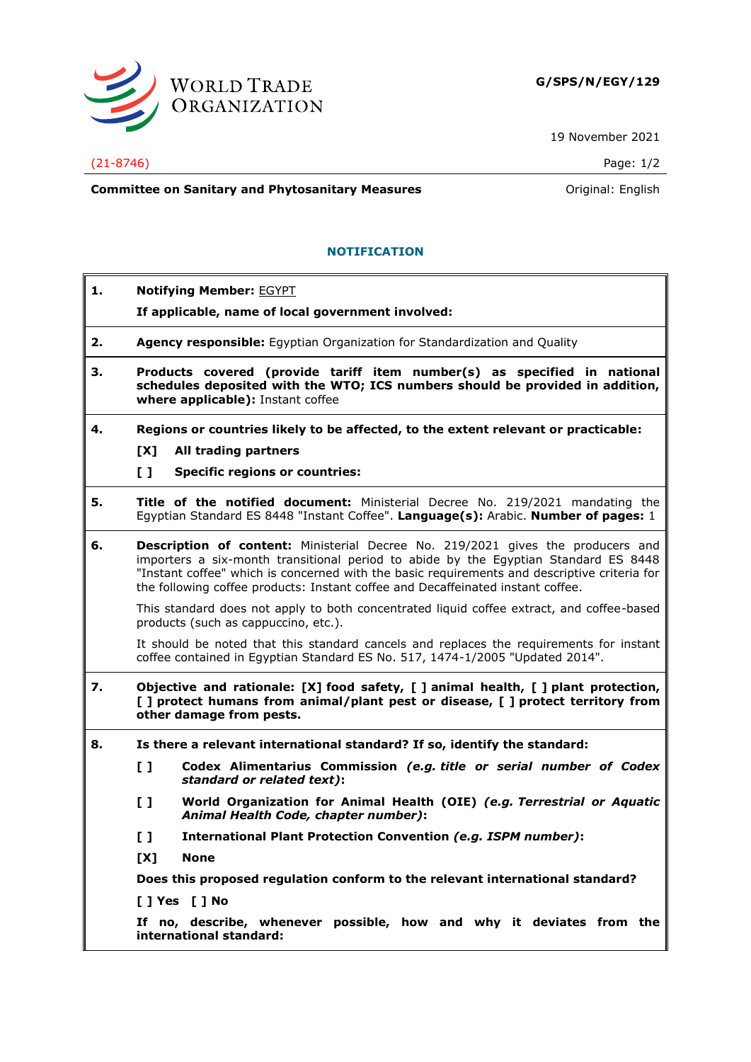**G/SPS/N/EGY/129**

19 November 2021

(21-8746)

**Committee on Sanitary and Phytosanitary Measures**

Original: English

## NOTIFICATION

**1.** **Notifying Member:** EGYPT

**If applicable, name of local government involved:**

**2.** **Agency responsible:** Egyptian Organization for Standardization and Quality

**3.** **Products covered (provide tariff item number(s) as specified in national schedules deposited with the WTO; ICS numbers should be provided in addition, where applicable):** Instant coffee

**4.** **Regions or countries likely to be affected, to the extent relevant or practicable:**

**[X] All trading partners**

**[ ] Specific regions or countries:**

**5.** **Title of the notified document:** Ministerial Decree No. 219/2021 mandating the Egyptian Standard ES 8448 "Instant Coffee". **Language(s):** Arabic. **Number of pages:** 1

**6.** **Description of content:** Ministerial Decree No. 219/2021 gives the producers and importers a six-month transitional period to abide by the Egyptian Standard ES 8448 "Instant coffee" which is concerned with the basic requirements and descriptive criteria for the following coffee products: Instant coffee and Decaffeinated instant coffee.

This standard does not apply to both concentrated liquid coffee extract, and coffee-based products (such as cappuccino, etc.).

It should be noted that this standard cancels and replaces the requirements for instant coffee contained in Egyptian Standard ES No. 517, 1474-1/2005 "Updated 2014".

**7.** **Objective and rationale: [X] food safety, [ ] animal health, [ ] plant protection, [ ] protect humans from animal/plant pest or disease, [ ] protect territory from other damage from pests.**

**8.** **Is there a relevant international standard? If so, identify the standard:**

**[ ] Codex Alimentarius Commission** ***(e.g. title or serial number of Codex standard or related text)*****:**

**[ ] World Organization for Animal Health (OIE)** ***(e.g. Terrestrial or Aquatic Animal Health Code, chapter number)*****:**

**[ ] International Plant Protection Convention** ***(e.g. ISPM number)*****:**

**[X] None**

**Does this proposed regulation conform to the relevant international standard?**

**[ ] Yes [ ] No**

**If no, describe, whenever possible, how and why it deviates from the international standard:**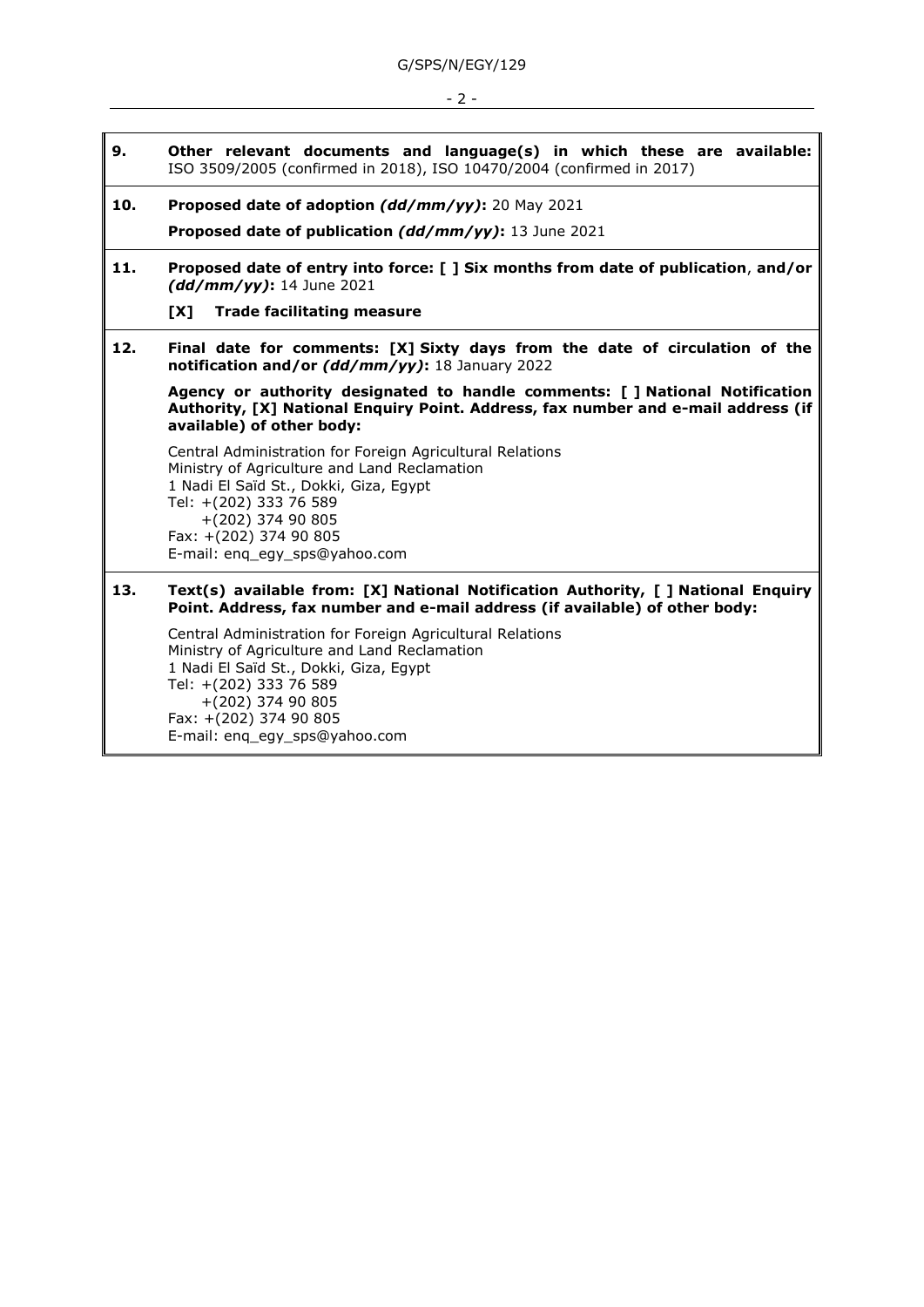**9. Other relevant documents and language(s) in which these are available:** ISO 3509/2005 (confirmed in 2018), ISO 10470/2004 (confirmed in 2017)

**10. Proposed date of adoption *(dd/mm/yy)*:** 20 May 2021

**Proposed date of publication *(dd/mm/yy)*:** 13 June 2021

**11. Proposed date of entry into force: [ ] Six months from date of publication, and/or *(dd/mm/yy)*:** 14 June 2021

**[X] Trade facilitating measure**

**12. Final date for comments: [X] Sixty days from the date of circulation of the notification and/or *(dd/mm/yy)*:** 18 January 2022

**Agency or authority designated to handle comments: [ ] National Notification Authority, [X] National Enquiry Point. Address, fax number and e-mail address (if available) of other body:**

Central Administration for Foreign Agricultural Relations
Ministry of Agriculture and Land Reclamation
1 Nadi El Saïd St., Dokki, Giza, Egypt
Tel: +(202) 333 76 589
+(202) 374 90 805
Fax: +(202) 374 90 805
E-mail: enq_egy_sps@yahoo.com

**13. Text(s) available from: [X] National Notification Authority, [ ] National Enquiry Point. Address, fax number and e-mail address (if available) of other body:**

Central Administration for Foreign Agricultural Relations
Ministry of Agriculture and Land Reclamation
1 Nadi El Saïd St., Dokki, Giza, Egypt
Tel: +(202) 333 76 589
+(202) 374 90 805
Fax: +(202) 374 90 805
E-mail: enq_egy_sps@yahoo.com